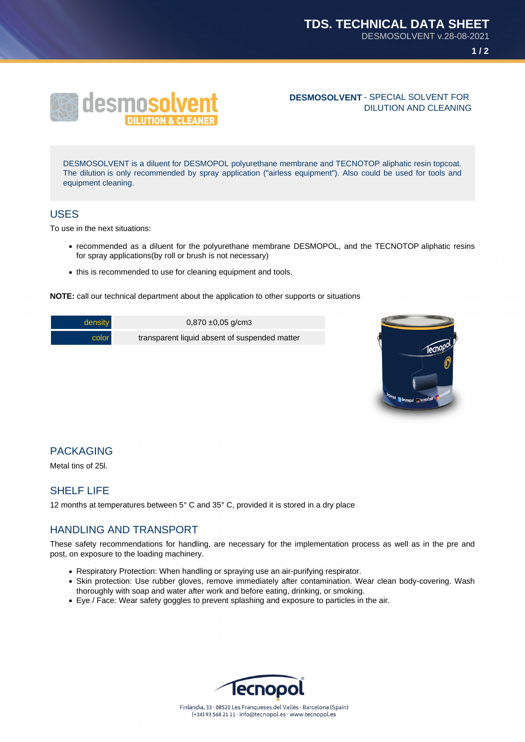**DESMOSOLVENT** - SPECIAL SOLVENT FOR DILUTION AND CLEANING

DESMOSOLVENT is a diluent for DESMOPOL polyurethane membrane and TECNOTOP aliphatic resin topcoat. The dilution is only recommended by spray application ("airless equipment"). Also could be used for tools and equipment cleaning.

## USES

To use in the next situations:

- recommended as a diluent for the polyurethane membrane DESMOPOL, and the TECNOTOP aliphatic resins for spray applications(by roll or brush is not necessary)
- this is recommended to use for cleaning equipment and tools.

**NOTE:** call our technical department about the application to other supports or situations

| | |
|---|---|
| density | 0,870 ±0,05 g/cm3 |
| color | transparent liquid absent of suspended matter |

## PACKAGING

Metal tins of 25l.

## SHELF LIFE

12 months at temperatures between 5° C and 35° C, provided it is stored in a dry place

## HANDLING AND TRANSPORT

These safety recommendations for handling, are necessary for the implementation process as well as in the pre and post, on exposure to the loading machinery.

- Respiratory Protection: When handling or spraying use an air-purifying respirator.
- Skin protection: Use rubber gloves, remove immediately after contamination. Wear clean body-covering. Wash thoroughly with soap and water after work and before eating, drinking, or smoking.
- Eye / Face: Wear safety goggles to prevent splashing and exposure to particles in the air.

Finlàndia, 33 · 08520 Les Franqueses del Vallès · Barcelona (Spain)
(+34) 93 568 21 11 · info@tecnopol.es · www.tecnopol.es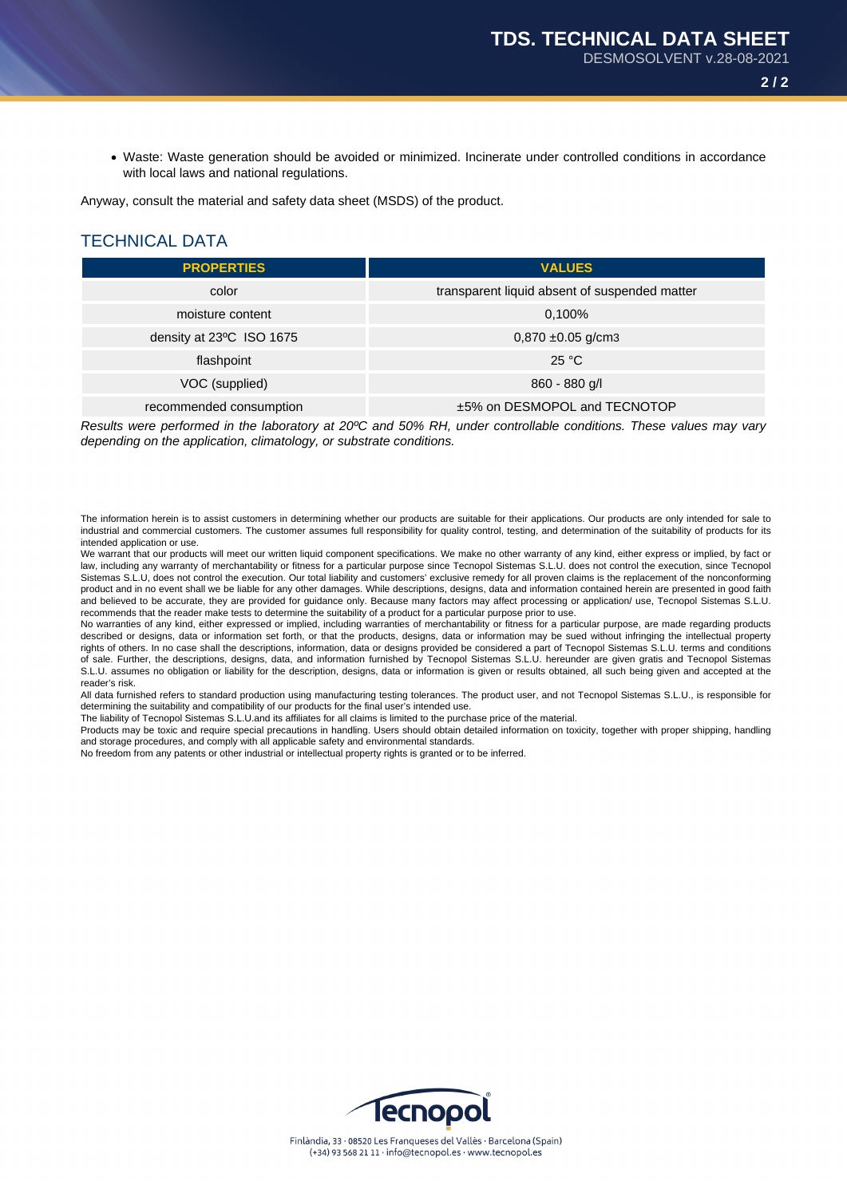- Waste: Waste generation should be avoided or minimized. Incinerate under controlled conditions in accordance with local laws and national regulations.

Anyway, consult the material and safety data sheet (MSDS) of the product.

## TECHNICAL DATA

| PROPERTIES | VALUES |
|---|---|
| color | transparent liquid absent of suspended matter |
| moisture content | 0,100% |
| density at 23ºC ISO 1675 | 0,870 ±0.05 g/cm3 |
| flashpoint | 25 °C |
| VOC (supplied) | 860 - 880 g/l |
| recommended consumption | ±5% on DESMOPOL and TECNOTOP |

*Results were performed in the laboratory at 20ºC and 50% RH, under controllable conditions. These values may vary depending on the application, climatology, or substrate conditions.*

The information herein is to assist customers in determining whether our products are suitable for their applications. Our products are only intended for sale to industrial and commercial customers. The customer assumes full responsibility for quality control, testing, and determination of the suitability of products for its intended application or use.

We warrant that our products will meet our written liquid component specifications. We make no other warranty of any kind, either express or implied, by fact or law, including any warranty of merchantability or fitness for a particular purpose since Tecnopol Sistemas S.L.U. does not control the execution, since Tecnopol Sistemas S.L.U, does not control the execution. Our total liability and customers' exclusive remedy for all proven claims is the replacement of the nonconforming product and in no event shall we be liable for any other damages. While descriptions, designs, data and information contained herein are presented in good faith and believed to be accurate, they are provided for guidance only. Because many factors may affect processing or application/ use, Tecnopol Sistemas S.L.U. recommends that the reader make tests to determine the suitability of a product for a particular purpose prior to use.

No warranties of any kind, either expressed or implied, including warranties of merchantability or fitness for a particular purpose, are made regarding products described or designs, data or information set forth, or that the products, designs, data or information may be sued without infringing the intellectual property rights of others. In no case shall the descriptions, information, data or designs provided be considered a part of Tecnopol Sistemas S.L.U. terms and conditions of sale. Further, the descriptions, designs, data, and information furnished by Tecnopol Sistemas S.L.U. hereunder are given gratis and Tecnopol Sistemas S.L.U. assumes no obligation or liability for the description, designs, data or information is given or results obtained, all such being given and accepted at the reader's risk.

All data furnished refers to standard production using manufacturing testing tolerances. The product user, and not Tecnopol Sistemas S.L.U., is responsible for determining the suitability and compatibility of our products for the final user's intended use.

The liability of Tecnopol Sistemas S.L.U.and its affiliates for all claims is limited to the purchase price of the material.

Products may be toxic and require special precautions in handling. Users should obtain detailed information on toxicity, together with proper shipping, handling and storage procedures, and comply with all applicable safety and environmental standards.

No freedom from any patents or other industrial or intellectual property rights is granted or to be inferred.

Tecnopol

Finlàndia, 33 · 08520 Les Franqueses del Vallès · Barcelona (Spain)
(+34) 93 568 21 11 · info@tecnopol.es · www.tecnopol.es